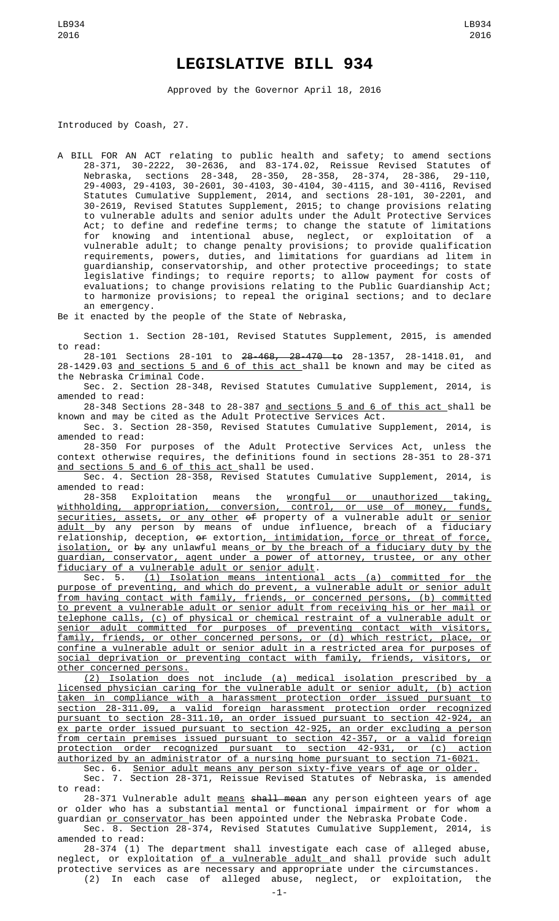# LEGISLATIVE BILL 934

Approved by the Governor April 18, 2016

Introduced by Coash, 27.

A BILL FOR AN ACT relating to public health and safety; to amend sections 28-371, 30-2222, 30-2636, and 83-174.02, Reissue Revised Statutes of Nebraska, sections 28-348, 28-350, 28-358, 28-374, 28-386, 29-110, 29-4003, 29-4103, 30-2601, 30-4103, 30-4104, 30-4115, and 30-4116, Revised Statutes Cumulative Supplement, 2014, and sections 28-101, 30-2201, and 30-2619, Revised Statutes Supplement, 2015; to change provisions relating to vulnerable adults and senior adults under the Adult Protective Services Act; to define and redefine terms; to change the statute of limitations for knowing and intentional abuse, neglect, or exploitation of a vulnerable adult; to change penalty provisions; to provide qualification requirements, powers, duties, and limitations for guardians ad litem in guardianship, conservatorship, and other protective proceedings; to state legislative findings; to require reports; to allow payment for costs of evaluations; to change provisions relating to the Public Guardianship Act; to harmonize provisions; to repeal the original sections; and to declare an emergency.

Be it enacted by the people of the State of Nebraska,

Section 1. Section 28-101, Revised Statutes Supplement, 2015, is amended to read:

28-101 Sections 28-101 to ~~28-468, 28-470 to~~ 28-1357, 28-1418.01, and 28-1429.03 <u>and sections 5 and 6 of this act</u> shall be known and may be cited as the Nebraska Criminal Code.

Sec. 2. Section 28-348, Revised Statutes Cumulative Supplement, 2014, is amended to read:

28-348 Sections 28-348 to 28-387 <u>and sections 5 and 6 of this act</u> shall be known and may be cited as the Adult Protective Services Act.

Sec. 3. Section 28-350, Revised Statutes Cumulative Supplement, 2014, is amended to read:

28-350 For purposes of the Adult Protective Services Act, unless the context otherwise requires, the definitions found in sections 28-351 to 28-371 <u>and sections 5 and 6 of this act</u> shall be used.

Sec. 4. Section 28-358, Revised Statutes Cumulative Supplement, 2014, is amended to read:

28-358 Exploitation means the <u>wrongful or unauthorized</u> taking<u>, withholding, appropriation, conversion, control, or use of money, funds, securities, assets, or any other</u> ~~of~~ property of a vulnerable adult <u>or senior adult</u> by any person by means of undue influence, breach of a fiduciary relationship, deception, ~~or~~ extortion<u>, intimidation, force or threat of force, isolation,</u> or ~~by~~ any unlawful means<u> or by the breach of a fiduciary duty by the guardian, conservator, agent under a power of attorney, trustee, or any other fiduciary of a vulnerable adult or senior adult</u>.

Sec. 5. <u>(1) Isolation means intentional acts (a) committed for the purpose of preventing, and which do prevent, a vulnerable adult or senior adult from having contact with family, friends, or concerned persons, (b) committed to prevent a vulnerable adult or senior adult from receiving his or her mail or telephone calls, (c) of physical or chemical restraint of a vulnerable adult or senior adult committed for purposes of preventing contact with visitors, family, friends, or other concerned persons, or (d) which restrict, place, or confine a vulnerable adult or senior adult in a restricted area for purposes of social deprivation or preventing contact with family, friends, visitors, or other concerned persons.</u>

<u>(2) Isolation does not include (a) medical isolation prescribed by a licensed physician caring for the vulnerable adult or senior adult, (b) action taken in compliance with a harassment protection order issued pursuant to section 28-311.09, a valid foreign harassment protection order recognized pursuant to section 28-311.10, an order issued pursuant to section 42-924, an ex parte order issued pursuant to section 42-925, an order excluding a person from certain premises issued pursuant to section 42-357, or a valid foreign protection order recognized pursuant to section 42-931, or (c) action authorized by an administrator of a nursing home pursuant to section 71-6021.</u>

Sec. 6. <u>Senior adult means any person sixty-five years of age or older.</u>

Sec. 7. Section 28-371, Reissue Revised Statutes of Nebraska, is amended to read:

28-371 Vulnerable adult <u>means</u> ~~shall mean~~ any person eighteen years of age or older who has a substantial mental or functional impairment or for whom a guardian <u>or conservator</u> has been appointed under the Nebraska Probate Code.

Sec. 8. Section 28-374, Revised Statutes Cumulative Supplement, 2014, is amended to read:

28-374 (1) The department shall investigate each case of alleged abuse, neglect, or exploitation <u>of a vulnerable adult</u> and shall provide such adult protective services as are necessary and appropriate under the circumstances.

(2) In each case of alleged abuse, neglect, or exploitation, the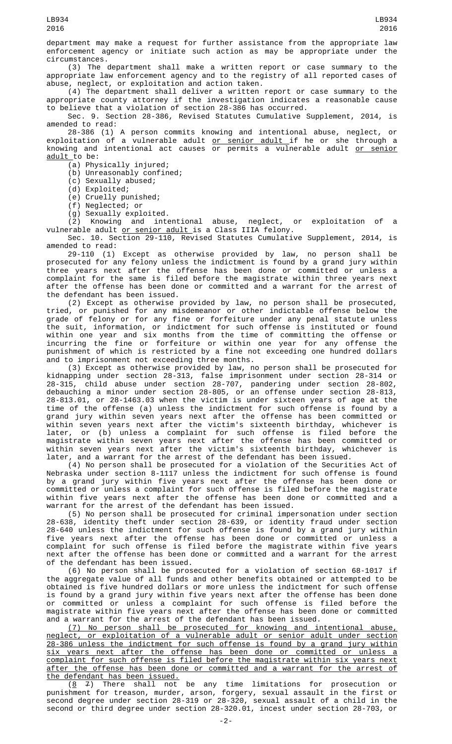department may make a request for further assistance from the appropriate law enforcement agency or initiate such action as may be appropriate under the circumstances.

(3) The department shall make a written report or case summary to the appropriate law enforcement agency and to the registry of all reported cases of abuse, neglect, or exploitation and action taken.

(4) The department shall deliver a written report or case summary to the appropriate county attorney if the investigation indicates a reasonable cause to believe that a violation of section 28-386 has occurred.

Sec. 9. Section 28-386, Revised Statutes Cumulative Supplement, 2014, is amended to read:

28-386 (1) A person commits knowing and intentional abuse, neglect, or exploitation of a vulnerable adult or senior adult if he or she through a knowing and intentional act causes or permits a vulnerable adult or senior adult to be:

(a) Physically injured;

(b) Unreasonably confined;

(c) Sexually abused;

(d) Exploited;

(e) Cruelly punished;

(f) Neglected; or

(g) Sexually exploited.

(2) Knowing and intentional abuse, neglect, or exploitation of a vulnerable adult or senior adult is a Class IIIA felony.

Sec. 10. Section 29-110, Revised Statutes Cumulative Supplement, 2014, is amended to read:

29-110 (1) Except as otherwise provided by law, no person shall be prosecuted for any felony unless the indictment is found by a grand jury within three years next after the offense has been done or committed or unless a complaint for the same is filed before the magistrate within three years next after the offense has been done or committed and a warrant for the arrest of the defendant has been issued.

(2) Except as otherwise provided by law, no person shall be prosecuted, tried, or punished for any misdemeanor or other indictable offense below the grade of felony or for any fine or forfeiture under any penal statute unless the suit, information, or indictment for such offense is instituted or found within one year and six months from the time of committing the offense or incurring the fine or forfeiture or within one year for any offense the punishment of which is restricted by a fine not exceeding one hundred dollars and to imprisonment not exceeding three months.

(3) Except as otherwise provided by law, no person shall be prosecuted for kidnapping under section 28-313, false imprisonment under section 28-314 or 28-315, child abuse under section 28-707, pandering under section 28-802, debauching a minor under section 28-805, or an offense under section 28-813, 28-813.01, or 28-1463.03 when the victim is under sixteen years of age at the time of the offense (a) unless the indictment for such offense is found by a grand jury within seven years next after the offense has been committed or within seven years next after the victim's sixteenth birthday, whichever is later, or (b) unless a complaint for such offense is filed before the magistrate within seven years next after the offense has been committed or within seven years next after the victim's sixteenth birthday, whichever is later, and a warrant for the arrest of the defendant has been issued.

(4) No person shall be prosecuted for a violation of the Securities Act of Nebraska under section 8-1117 unless the indictment for such offense is found by a grand jury within five years next after the offense has been done or committed or unless a complaint for such offense is filed before the magistrate within five years next after the offense has been done or committed and a warrant for the arrest of the defendant has been issued.

(5) No person shall be prosecuted for criminal impersonation under section 28-638, identity theft under section 28-639, or identity fraud under section 28-640 unless the indictment for such offense is found by a grand jury within five years next after the offense has been done or committed or unless a complaint for such offense is filed before the magistrate within five years next after the offense has been done or committed and a warrant for the arrest of the defendant has been issued.

(6) No person shall be prosecuted for a violation of section 68-1017 if the aggregate value of all funds and other benefits obtained or attempted to be obtained is five hundred dollars or more unless the indictment for such offense is found by a grand jury within five years next after the offense has been done or committed or unless a complaint for such offense is filed before the magistrate within five years next after the offense has been done or committed and a warrant for the arrest of the defendant has been issued.

(7) No person shall be prosecuted for knowing and intentional abuse, neglect, or exploitation of a vulnerable adult or senior adult under section 28-386 unless the indictment for such offense is found by a grand jury within six years next after the offense has been done or committed or unless a complaint for such offense is filed before the magistrate within six years next after the offense has been done or committed and a warrant for the arrest of the defendant has been issued.

(8 7) There shall not be any time limitations for prosecution or punishment for treason, murder, arson, forgery, sexual assault in the first or second degree under section 28-319 or 28-320, sexual assault of a child in the second or third degree under section 28-320.01, incest under section 28-703, or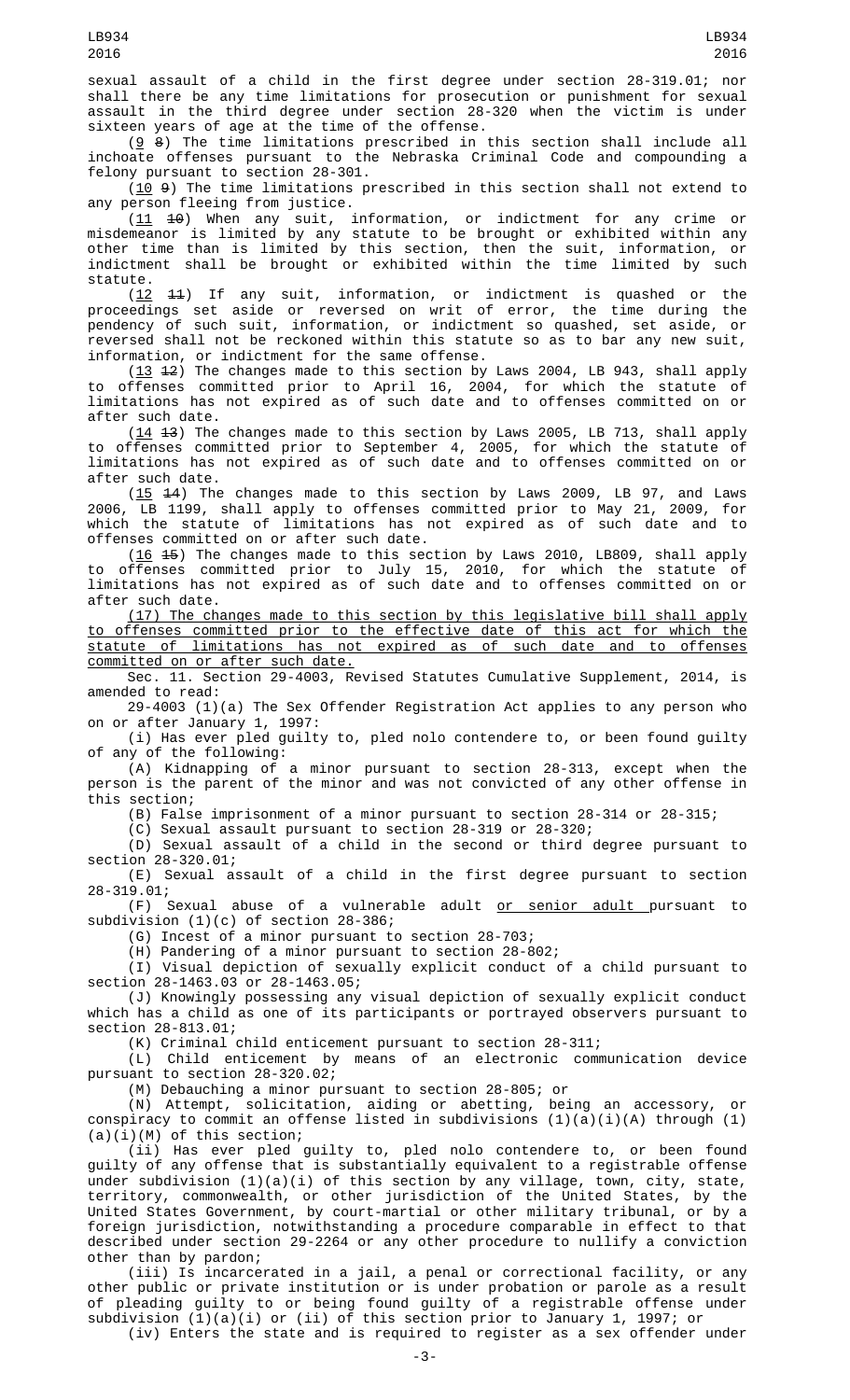sexual assault of a child in the first degree under section 28-319.01; nor shall there be any time limitations for prosecution or punishment for sexual assault in the third degree under section 28-320 when the victim is under sixteen years of age at the time of the offense.

(9 ~~8~~) The time limitations prescribed in this section shall include all inchoate offenses pursuant to the Nebraska Criminal Code and compounding a felony pursuant to section 28-301.

(10 ~~9~~) The time limitations prescribed in this section shall not extend to any person fleeing from justice.

(11 ~~10~~) When any suit, information, or indictment for any crime or misdemeanor is limited by any statute to be brought or exhibited within any other time than is limited by this section, then the suit, information, or indictment shall be brought or exhibited within the time limited by such statute.

(12 ~~11~~) If any suit, information, or indictment is quashed or the proceedings set aside or reversed on writ of error, the time during the pendency of such suit, information, or indictment so quashed, set aside, or reversed shall not be reckoned within this statute so as to bar any new suit, information, or indictment for the same offense.

(13 ~~12~~) The changes made to this section by Laws 2004, LB 943, shall apply to offenses committed prior to April 16, 2004, for which the statute of limitations has not expired as of such date and to offenses committed on or after such date.

(14 ~~13~~) The changes made to this section by Laws 2005, LB 713, shall apply to offenses committed prior to September 4, 2005, for which the statute of limitations has not expired as of such date and to offenses committed on or after such date.

(15 ~~14~~) The changes made to this section by Laws 2009, LB 97, and Laws 2006, LB 1199, shall apply to offenses committed prior to May 21, 2009, for which the statute of limitations has not expired as of such date and to offenses committed on or after such date.

(16 ~~15~~) The changes made to this section by Laws 2010, LB809, shall apply to offenses committed prior to July 15, 2010, for which the statute of limitations has not expired as of such date and to offenses committed on or after such date.

(17) The changes made to this section by this legislative bill shall apply to offenses committed prior to the effective date of this act for which the statute of limitations has not expired as of such date and to offenses committed on or after such date.

Sec. 11. Section 29-4003, Revised Statutes Cumulative Supplement, 2014, is amended to read:

29-4003 (1)(a) The Sex Offender Registration Act applies to any person who on or after January 1, 1997:

(i) Has ever pled guilty to, pled nolo contendere to, or been found guilty of any of the following:

(A) Kidnapping of a minor pursuant to section 28-313, except when the person is the parent of the minor and was not convicted of any other offense in this section;

(B) False imprisonment of a minor pursuant to section 28-314 or 28-315;

(C) Sexual assault pursuant to section 28-319 or 28-320;

(D) Sexual assault of a child in the second or third degree pursuant to section 28-320.01;

(E) Sexual assault of a child in the first degree pursuant to section 28-319.01;

(F) Sexual abuse of a vulnerable adult or senior adult pursuant to subdivision (1)(c) of section 28-386;

(G) Incest of a minor pursuant to section 28-703;

(H) Pandering of a minor pursuant to section 28-802;

(I) Visual depiction of sexually explicit conduct of a child pursuant to section 28-1463.03 or 28-1463.05;

(J) Knowingly possessing any visual depiction of sexually explicit conduct which has a child as one of its participants or portrayed observers pursuant to section 28-813.01;

(K) Criminal child enticement pursuant to section 28-311;

(L) Child enticement by means of an electronic communication device pursuant to section 28-320.02;

(M) Debauching a minor pursuant to section 28-805; or

(N) Attempt, solicitation, aiding or abetting, being an accessory, or conspiracy to commit an offense listed in subdivisions (1)(a)(i)(A) through (1)(a)(i)(M) of this section;

(ii) Has ever pled guilty to, pled nolo contendere to, or been found guilty of any offense that is substantially equivalent to a registrable offense under subdivision (1)(a)(i) of this section by any village, town, city, state, territory, commonwealth, or other jurisdiction of the United States, by the United States Government, by court-martial or other military tribunal, or by a foreign jurisdiction, notwithstanding a procedure comparable in effect to that described under section 29-2264 or any other procedure to nullify a conviction other than by pardon;

(iii) Is incarcerated in a jail, a penal or correctional facility, or any other public or private institution or is under probation or parole as a result of pleading guilty to or being found guilty of a registrable offense under subdivision (1)(a)(i) or (ii) of this section prior to January 1, 1997; or

(iv) Enters the state and is required to register as a sex offender under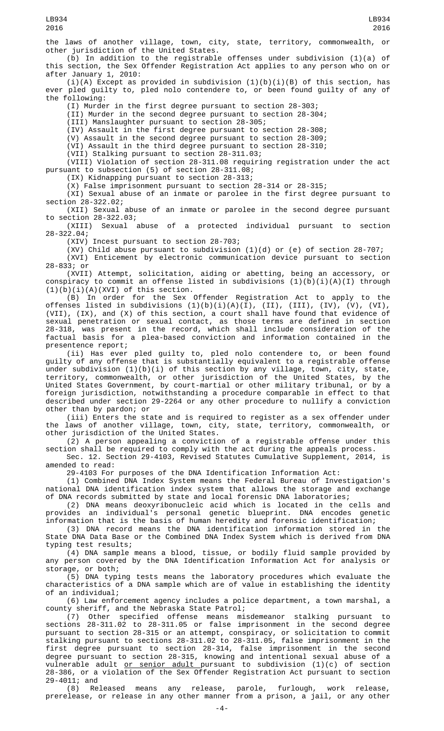the laws of another village, town, city, state, territory, commonwealth, or other jurisdiction of the United States.

(b) In addition to the registrable offenses under subdivision (1)(a) of this section, the Sex Offender Registration Act applies to any person who on or after January 1, 2010:

(i)(A) Except as provided in subdivision (1)(b)(i)(B) of this section, has ever pled guilty to, pled nolo contendere to, or been found guilty of any of the following:

(I) Murder in the first degree pursuant to section 28-303;

(II) Murder in the second degree pursuant to section 28-304;

(III) Manslaughter pursuant to section 28-305;

(IV) Assault in the first degree pursuant to section 28-308;

(V) Assault in the second degree pursuant to section 28-309;

(VI) Assault in the third degree pursuant to section 28-310;

(VII) Stalking pursuant to section 28-311.03;

(VIII) Violation of section 28-311.08 requiring registration under the act pursuant to subsection (5) of section 28-311.08;

(IX) Kidnapping pursuant to section 28-313;

(X) False imprisonment pursuant to section 28-314 or 28-315;

(XI) Sexual abuse of an inmate or parolee in the first degree pursuant to section 28-322.02;

(XII) Sexual abuse of an inmate or parolee in the second degree pursuant to section 28-322.03;

(XIII) Sexual abuse of a protected individual pursuant to section 28-322.04;

(XIV) Incest pursuant to section 28-703;

(XV) Child abuse pursuant to subdivision (1)(d) or (e) of section 28-707;

(XVI) Enticement by electronic communication device pursuant to section 28-833; or

(XVII) Attempt, solicitation, aiding or abetting, being an accessory, or conspiracy to commit an offense listed in subdivisions (1)(b)(i)(A)(I) through (1)(b)(i)(A)(XVI) of this section.

(B) In order for the Sex Offender Registration Act to apply to the offenses listed in subdivisions (1)(b)(i)(A)(I), (II), (III), (IV), (V), (VI), (VII), (IX), and (X) of this section, a court shall have found that evidence of sexual penetration or sexual contact, as those terms are defined in section 28-318, was present in the record, which shall include consideration of the factual basis for a plea-based conviction and information contained in the presentence report;

(ii) Has ever pled guilty to, pled nolo contendere to, or been found guilty of any offense that is substantially equivalent to a registrable offense under subdivision (1)(b)(i) of this section by any village, town, city, state, territory, commonwealth, or other jurisdiction of the United States, by the United States Government, by court-martial or other military tribunal, or by a foreign jurisdiction, notwithstanding a procedure comparable in effect to that described under section 29-2264 or any other procedure to nullify a conviction other than by pardon; or

(iii) Enters the state and is required to register as a sex offender under the laws of another village, town, city, state, territory, commonwealth, or other jurisdiction of the United States.

(2) A person appealing a conviction of a registrable offense under this section shall be required to comply with the act during the appeals process.

Sec. 12. Section 29-4103, Revised Statutes Cumulative Supplement, 2014, is amended to read:

29-4103 For purposes of the DNA Identification Information Act:

(1) Combined DNA Index System means the Federal Bureau of Investigation's national DNA identification index system that allows the storage and exchange of DNA records submitted by state and local forensic DNA laboratories;

(2) DNA means deoxyribonucleic acid which is located in the cells and provides an individual's personal genetic blueprint. DNA encodes genetic information that is the basis of human heredity and forensic identification;

(3) DNA record means the DNA identification information stored in the State DNA Data Base or the Combined DNA Index System which is derived from DNA typing test results;

(4) DNA sample means a blood, tissue, or bodily fluid sample provided by any person covered by the DNA Identification Information Act for analysis or storage, or both;

(5) DNA typing tests means the laboratory procedures which evaluate the characteristics of a DNA sample which are of value in establishing the identity of an individual;

(6) Law enforcement agency includes a police department, a town marshal, a county sheriff, and the Nebraska State Patrol;

(7) Other specified offense means misdemeanor stalking pursuant to sections 28-311.02 to 28-311.05 or false imprisonment in the second degree pursuant to section 28-315 or an attempt, conspiracy, or solicitation to commit stalking pursuant to sections 28-311.02 to 28-311.05, false imprisonment in the first degree pursuant to section 28-314, false imprisonment in the second degree pursuant to section 28-315, knowing and intentional sexual abuse of a vulnerable adult <u>or senior adult </u>pursuant to subdivision (1)(c) of section 28-386, or a violation of the Sex Offender Registration Act pursuant to section 29-4011; and

(8) Released means any release, parole, furlough, work release, prerelease, or release in any other manner from a prison, a jail, or any other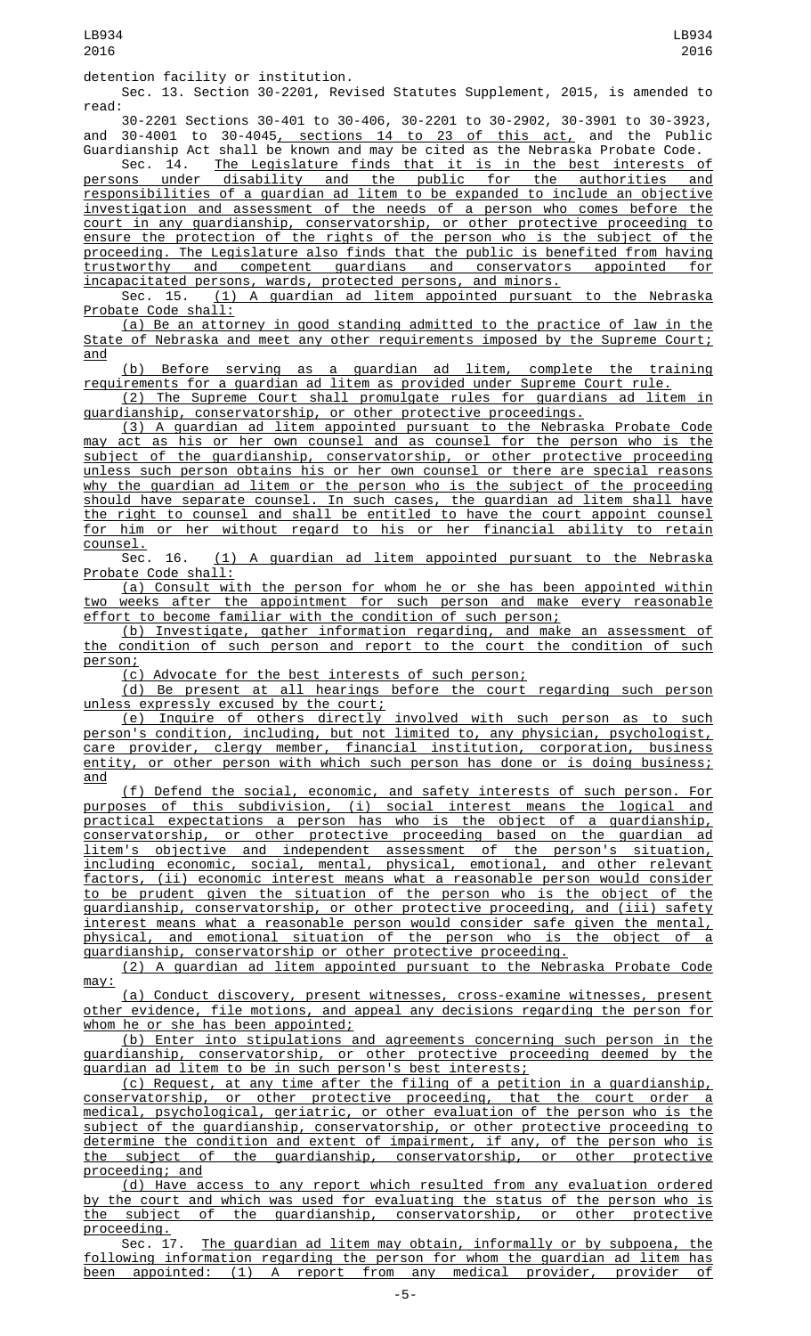detention facility or institution.

Sec. 13. Section 30-2201, Revised Statutes Supplement, 2015, is amended to read:

30-2201 Sections 30-401 to 30-406, 30-2201 to 30-2902, 30-3901 to 30-3923, and 30-4001 to 30-4045, sections 14 to 23 of this act, and the Public Guardianship Act shall be known and may be cited as the Nebraska Probate Code.

Sec. 14. The Legislature finds that it is in the best interests of persons under disability and the public for the authorities and responsibilities of a guardian ad litem to be expanded to include an objective investigation and assessment of the needs of a person who comes before the court in any guardianship, conservatorship, or other protective proceeding to ensure the protection of the rights of the person who is the subject of the proceeding. The Legislature also finds that the public is benefited from having trustworthy and competent guardians and conservators appointed for incapacitated persons, wards, protected persons, and minors.

Sec. 15. (1) A guardian ad litem appointed pursuant to the Nebraska Probate Code shall:

(a) Be an attorney in good standing admitted to the practice of law in the State of Nebraska and meet any other requirements imposed by the Supreme Court; and

(b) Before serving as a guardian ad litem, complete the training requirements for a guardian ad litem as provided under Supreme Court rule.

(2) The Supreme Court shall promulgate rules for guardians ad litem in guardianship, conservatorship, or other protective proceedings.

(3) A guardian ad litem appointed pursuant to the Nebraska Probate Code may act as his or her own counsel and as counsel for the person who is the subject of the guardianship, conservatorship, or other protective proceeding unless such person obtains his or her own counsel or there are special reasons why the guardian ad litem or the person who is the subject of the proceeding should have separate counsel. In such cases, the guardian ad litem shall have the right to counsel and shall be entitled to have the court appoint counsel for him or her without regard to his or her financial ability to retain counsel.

Sec. 16. (1) A guardian ad litem appointed pursuant to the Nebraska Probate Code shall:

(a) Consult with the person for whom he or she has been appointed within two weeks after the appointment for such person and make every reasonable effort to become familiar with the condition of such person;

(b) Investigate, gather information regarding, and make an assessment of the condition of such person and report to the court the condition of such person;

(c) Advocate for the best interests of such person;

(d) Be present at all hearings before the court regarding such person unless expressly excused by the court;

(e) Inquire of others directly involved with such person as to such person's condition, including, but not limited to, any physician, psychologist, care provider, clergy member, financial institution, corporation, business entity, or other person with which such person has done or is doing business; and

(f) Defend the social, economic, and safety interests of such person. For purposes of this subdivision, (i) social interest means the logical and practical expectations a person has who is the object of a guardianship, conservatorship, or other protective proceeding based on the guardian ad litem's objective and independent assessment of the person's situation, including economic, social, mental, physical, emotional, and other relevant factors, (ii) economic interest means what a reasonable person would consider to be prudent given the situation of the person who is the object of the guardianship, conservatorship, or other protective proceeding, and (iii) safety interest means what a reasonable person would consider safe given the mental, physical, and emotional situation of the person who is the object of a guardianship, conservatorship or other protective proceeding.

(2) A guardian ad litem appointed pursuant to the Nebraska Probate Code may:

(a) Conduct discovery, present witnesses, cross-examine witnesses, present other evidence, file motions, and appeal any decisions regarding the person for whom he or she has been appointed;

(b) Enter into stipulations and agreements concerning such person in the guardianship, conservatorship, or other protective proceeding deemed by the guardian ad litem to be in such person's best interests;

(c) Request, at any time after the filing of a petition in a guardianship, conservatorship, or other protective proceeding, that the court order a medical, psychological, geriatric, or other evaluation of the person who is the subject of the guardianship, conservatorship, or other protective proceeding to determine the condition and extent of impairment, if any, of the person who is the subject of the guardianship, conservatorship, or other protective proceeding; and

(d) Have access to any report which resulted from any evaluation ordered by the court and which was used for evaluating the status of the person who is the subject of the guardianship, conservatorship, or other protective proceeding.

Sec. 17. The guardian ad litem may obtain, informally or by subpoena, the following information regarding the person for whom the guardian ad litem has been appointed: (1) A report from any medical provider, provider of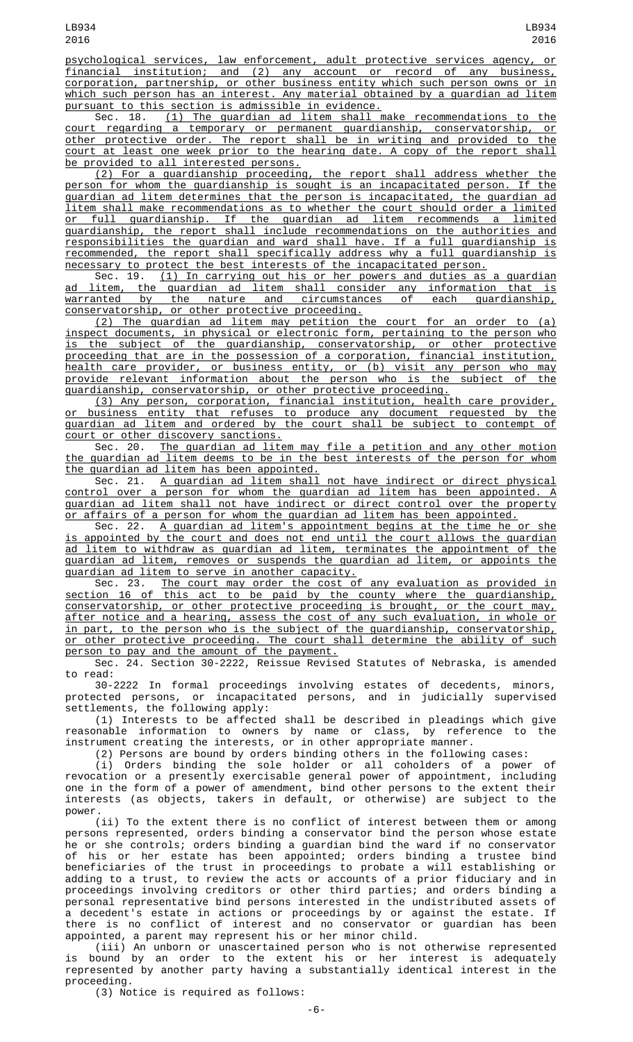psychological services, law enforcement, adult protective services agency, or financial institution; and (2) any account or record of any business, corporation, partnership, or other business entity which such person owns or in which such person has an interest. Any material obtained by a guardian ad litem pursuant to this section is admissible in evidence.

Sec. 18. (1) The guardian ad litem shall make recommendations to the court regarding a temporary or permanent guardianship, conservatorship, or other protective order. The report shall be in writing and provided to the court at least one week prior to the hearing date. A copy of the report shall be provided to all interested persons.

(2) For a guardianship proceeding, the report shall address whether the person for whom the guardianship is sought is an incapacitated person. If the guardian ad litem determines that the person is incapacitated, the guardian ad litem shall make recommendations as to whether the court should order a limited or full guardianship. If the guardian ad litem recommends a limited guardianship, the report shall include recommendations on the authorities and responsibilities the guardian and ward shall have. If a full guardianship is recommended, the report shall specifically address why a full guardianship is necessary to protect the best interests of the incapacitated person.

Sec. 19. (1) In carrying out his or her powers and duties as a guardian ad litem, the guardian ad litem shall consider any information that is warranted by the nature and circumstances of each guardianship, conservatorship, or other protective proceeding.

(2) The guardian ad litem may petition the court for an order to (a) inspect documents, in physical or electronic form, pertaining to the person who is the subject of the guardianship, conservatorship, or other protective proceeding that are in the possession of a corporation, financial institution, health care provider, or business entity, or (b) visit any person who may provide relevant information about the person who is the subject of the guardianship, conservatorship, or other protective proceeding.

(3) Any person, corporation, financial institution, health care provider, or business entity that refuses to produce any document requested by the guardian ad litem and ordered by the court shall be subject to contempt of court or other discovery sanctions.

Sec. 20. The guardian ad litem may file a petition and any other motion the guardian ad litem deems to be in the best interests of the person for whom the guardian ad litem has been appointed.

Sec. 21. A guardian ad litem shall not have indirect or direct physical control over a person for whom the guardian ad litem has been appointed. A guardian ad litem shall not have indirect or direct control over the property or affairs of a person for whom the guardian ad litem has been appointed.

Sec. 22. A guardian ad litem's appointment begins at the time he or she is appointed by the court and does not end until the court allows the guardian ad litem to withdraw as guardian ad litem, terminates the appointment of the guardian ad litem, removes or suspends the guardian ad litem, or appoints the guardian ad litem to serve in another capacity.

Sec. 23. The court may order the cost of any evaluation as provided in section 16 of this act to be paid by the county where the guardianship, conservatorship, or other protective proceeding is brought, or the court may, after notice and a hearing, assess the cost of any such evaluation, in whole or in part, to the person who is the subject of the guardianship, conservatorship, or other protective proceeding. The court shall determine the ability of such person to pay and the amount of the payment.

Sec. 24. Section 30-2222, Reissue Revised Statutes of Nebraska, is amended to read:

30-2222 In formal proceedings involving estates of decedents, minors, protected persons, or incapacitated persons, and in judicially supervised settlements, the following apply:

(1) Interests to be affected shall be described in pleadings which give reasonable information to owners by name or class, by reference to the instrument creating the interests, or in other appropriate manner.

(2) Persons are bound by orders binding others in the following cases:

(i) Orders binding the sole holder or all coholders of a power of revocation or a presently exercisable general power of appointment, including one in the form of a power of amendment, bind other persons to the extent their interests (as objects, takers in default, or otherwise) are subject to the power.

(ii) To the extent there is no conflict of interest between them or among persons represented, orders binding a conservator bind the person whose estate he or she controls; orders binding a guardian bind the ward if no conservator of his or her estate has been appointed; orders binding a trustee bind beneficiaries of the trust in proceedings to probate a will establishing or adding to a trust, to review the acts or accounts of a prior fiduciary and in proceedings involving creditors or other third parties; and orders binding a personal representative bind persons interested in the undistributed assets of a decedent's estate in actions or proceedings by or against the estate. If there is no conflict of interest and no conservator or guardian has been appointed, a parent may represent his or her minor child.

(iii) An unborn or unascertained person who is not otherwise represented is bound by an order to the extent his or her interest is adequately represented by another party having a substantially identical interest in the proceeding.

(3) Notice is required as follows: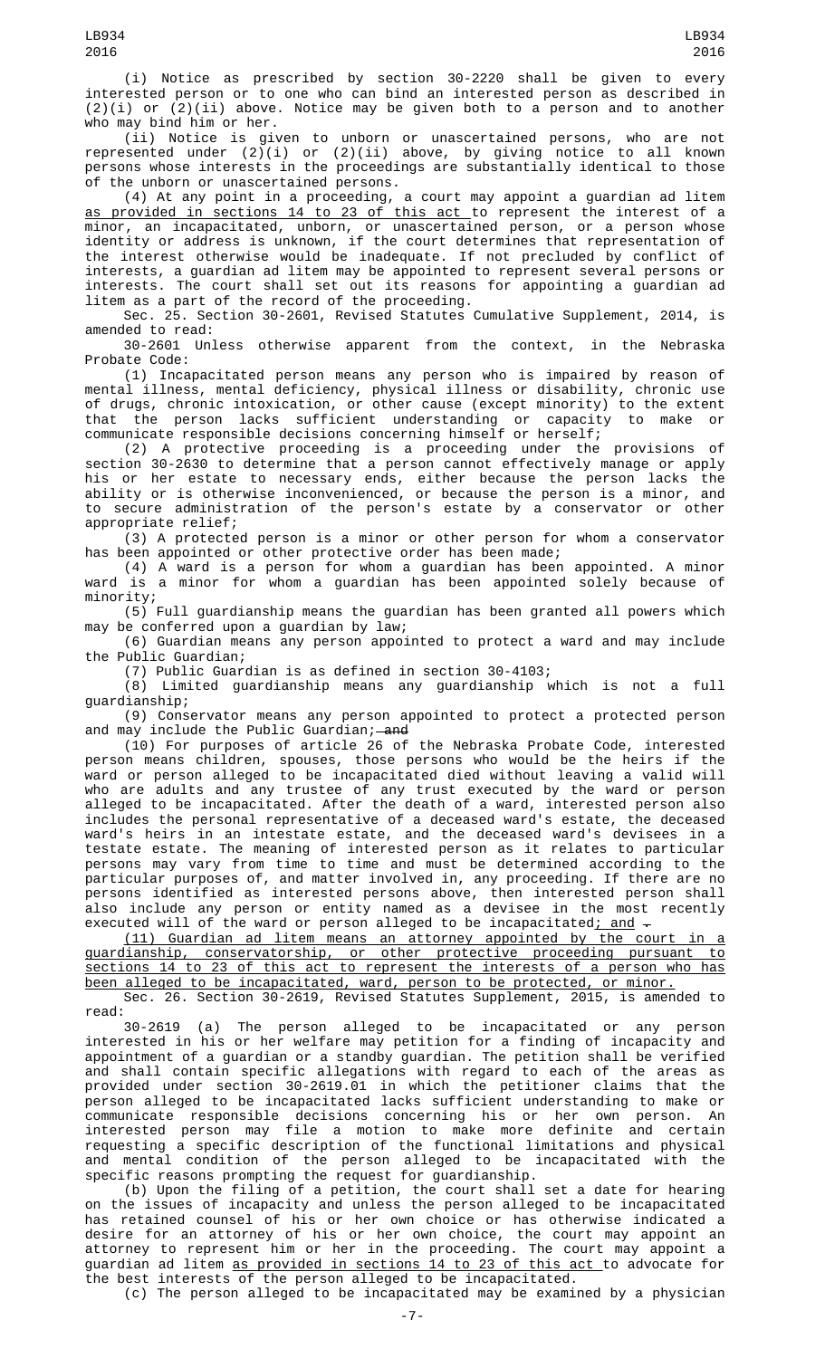(i) Notice as prescribed by section 30-2220 shall be given to every interested person or to one who can bind an interested person as described in (2)(i) or (2)(ii) above. Notice may be given both to a person and to another who may bind him or her.

(ii) Notice is given to unborn or unascertained persons, who are not represented under (2)(i) or (2)(ii) above, by giving notice to all known persons whose interests in the proceedings are substantially identical to those of the unborn or unascertained persons.

(4) At any point in a proceeding, a court may appoint a guardian ad litem as provided in sections 14 to 23 of this act to represent the interest of a minor, an incapacitated, unborn, or unascertained person, or a person whose identity or address is unknown, if the court determines that representation of the interest otherwise would be inadequate. If not precluded by conflict of interests, a guardian ad litem may be appointed to represent several persons or interests. The court shall set out its reasons for appointing a guardian ad litem as a part of the record of the proceeding.

Sec. 25. Section 30-2601, Revised Statutes Cumulative Supplement, 2014, is amended to read:

30-2601 Unless otherwise apparent from the context, in the Nebraska Probate Code:

(1) Incapacitated person means any person who is impaired by reason of mental illness, mental deficiency, physical illness or disability, chronic use of drugs, chronic intoxication, or other cause (except minority) to the extent that the person lacks sufficient understanding or capacity to make or communicate responsible decisions concerning himself or herself;

(2) A protective proceeding is a proceeding under the provisions of section 30-2630 to determine that a person cannot effectively manage or apply his or her estate to necessary ends, either because the person lacks the ability or is otherwise inconvenienced, or because the person is a minor, and to secure administration of the person's estate by a conservator or other appropriate relief;

(3) A protected person is a minor or other person for whom a conservator has been appointed or other protective order has been made;

(4) A ward is a person for whom a guardian has been appointed. A minor ward is a minor for whom a guardian has been appointed solely because of minority;

(5) Full guardianship means the guardian has been granted all powers which may be conferred upon a guardian by law;

(6) Guardian means any person appointed to protect a ward and may include the Public Guardian;

(7) Public Guardian is as defined in section 30-4103;

(8) Limited guardianship means any guardianship which is not a full guardianship;

(9) Conservator means any person appointed to protect a protected person and may include the Public Guardian; ~~and~~

(10) For purposes of article 26 of the Nebraska Probate Code, interested person means children, spouses, those persons who would be the heirs if the ward or person alleged to be incapacitated died without leaving a valid will who are adults and any trustee of any trust executed by the ward or person alleged to be incapacitated. After the death of a ward, interested person also includes the personal representative of a deceased ward's estate, the deceased ward's heirs in an intestate estate, and the deceased ward's devisees in a testate estate. The meaning of interested person as it relates to particular persons may vary from time to time and must be determined according to the particular purposes of, and matter involved in, any proceeding. If there are no persons identified as interested persons above, then interested person shall also include any person or entity named as a devisee in the most recently executed will of the ward or person alleged to be incapacitated; and ~~.~~

(11) Guardian ad litem means an attorney appointed by the court in a guardianship, conservatorship, or other protective proceeding pursuant to sections 14 to 23 of this act to represent the interests of a person who has been alleged to be incapacitated, ward, person to be protected, or minor.

Sec. 26. Section 30-2619, Revised Statutes Supplement, 2015, is amended to read:

30-2619 (a) The person alleged to be incapacitated or any person interested in his or her welfare may petition for a finding of incapacity and appointment of a guardian or a standby guardian. The petition shall be verified and shall contain specific allegations with regard to each of the areas as provided under section 30-2619.01 in which the petitioner claims that the person alleged to be incapacitated lacks sufficient understanding to make or communicate responsible decisions concerning his or her own person. An interested person may file a motion to make more definite and certain requesting a specific description of the functional limitations and physical and mental condition of the person alleged to be incapacitated with the specific reasons prompting the request for guardianship.

(b) Upon the filing of a petition, the court shall set a date for hearing on the issues of incapacity and unless the person alleged to be incapacitated has retained counsel of his or her own choice or has otherwise indicated a desire for an attorney of his or her own choice, the court may appoint an attorney to represent him or her in the proceeding. The court may appoint a guardian ad litem as provided in sections 14 to 23 of this act to advocate for the best interests of the person alleged to be incapacitated.

(c) The person alleged to be incapacitated may be examined by a physician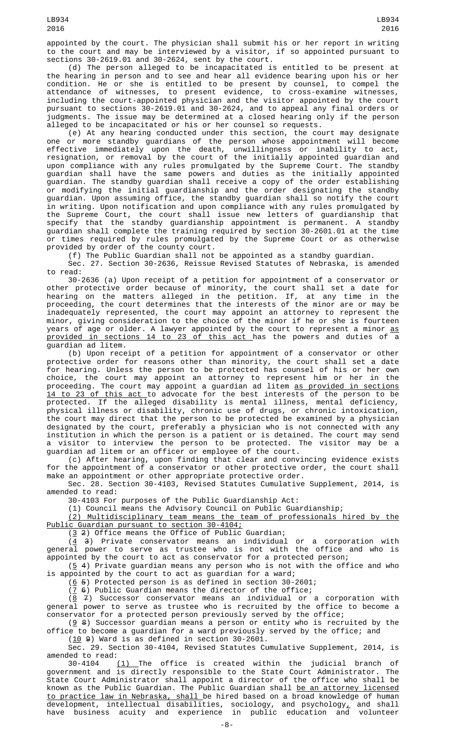appointed by the court. The physician shall submit his or her report in writing to the court and may be interviewed by a visitor, if so appointed pursuant to sections 30-2619.01 and 30-2624, sent by the court.

(d) The person alleged to be incapacitated is entitled to be present at the hearing in person and to see and hear all evidence bearing upon his or her condition. He or she is entitled to be present by counsel, to compel the attendance of witnesses, to present evidence, to cross-examine witnesses, including the court-appointed physician and the visitor appointed by the court pursuant to sections 30-2619.01 and 30-2624, and to appeal any final orders or judgments. The issue may be determined at a closed hearing only if the person alleged to be incapacitated or his or her counsel so requests.

(e) At any hearing conducted under this section, the court may designate one or more standby guardians of the person whose appointment will become effective immediately upon the death, unwillingness or inability to act, resignation, or removal by the court of the initially appointed guardian and upon compliance with any rules promulgated by the Supreme Court. The standby guardian shall have the same powers and duties as the initially appointed guardian. The standby guardian shall receive a copy of the order establishing or modifying the initial guardianship and the order designating the standby guardian. Upon assuming office, the standby guardian shall so notify the court in writing. Upon notification and upon compliance with any rules promulgated by the Supreme Court, the court shall issue new letters of guardianship that specify that the standby guardianship appointment is permanent. A standby guardian shall complete the training required by section 30-2601.01 at the time or times required by rules promulgated by the Supreme Court or as otherwise provided by order of the county court.

(f) The Public Guardian shall not be appointed as a standby guardian.

Sec. 27. Section 30-2636, Reissue Revised Statutes of Nebraska, is amended to read:

30-2636 (a) Upon receipt of a petition for appointment of a conservator or other protective order because of minority, the court shall set a date for hearing on the matters alleged in the petition. If, at any time in the proceeding, the court determines that the interests of the minor are or may be inadequately represented, the court may appoint an attorney to represent the minor, giving consideration to the choice of the minor if he or she is fourteen years of age or older. A lawyer appointed by the court to represent a minor as provided in sections 14 to 23 of this act has the powers and duties of a guardian ad litem.

(b) Upon receipt of a petition for appointment of a conservator or other protective order for reasons other than minority, the court shall set a date for hearing. Unless the person to be protected has counsel of his or her own choice, the court may appoint an attorney to represent him or her in the proceeding. The court may appoint a guardian ad litem as provided in sections 14 to 23 of this act to advocate for the best interests of the person to be protected. If the alleged disability is mental illness, mental deficiency, physical illness or disability, chronic use of drugs, or chronic intoxication, the court may direct that the person to be protected be examined by a physician designated by the court, preferably a physician who is not connected with any institution in which the person is a patient or is detained. The court may send a visitor to interview the person to be protected. The visitor may be a guardian ad litem or an officer or employee of the court.

(c) After hearing, upon finding that clear and convincing evidence exists for the appointment of a conservator or other protective order, the court shall make an appointment or other appropriate protective order.

Sec. 28. Section 30-4103, Revised Statutes Cumulative Supplement, 2014, is amended to read:

30-4103 For purposes of the Public Guardianship Act:

(1) Council means the Advisory Council on Public Guardianship;

(2) Multidisciplinary team means the team of professionals hired by the Public Guardian pursuant to section 30-4104;

(3 2) Office means the Office of Public Guardian;

(4 3) Private conservator means an individual or a corporation with general power to serve as trustee who is not with the office and who is appointed by the court to act as conservator for a protected person;

(5 4) Private guardian means any person who is not with the office and who is appointed by the court to act as guardian for a ward;

(6 5) Protected person is as defined in section 30-2601;

(7 6) Public Guardian means the director of the office;

(8 7) Successor conservator means an individual or a corporation with general power to serve as trustee who is recruited by the office to become a conservator for a protected person previously served by the office;

(9 8) Successor guardian means a person or entity who is recruited by the office to become a guardian for a ward previously served by the office; and

(10 9) Ward is as defined in section 30-2601.

Sec. 29. Section 30-4104, Revised Statutes Cumulative Supplement, 2014, is amended to read:

30-4104 (1) The office is created within the judicial branch of government and is directly responsible to the State Court Administrator. The State Court Administrator shall appoint a director of the office who shall be known as the Public Guardian. The Public Guardian shall be an attorney licensed to practice law in Nebraska, shall be hired based on a broad knowledge of human development, intellectual disabilities, sociology, and psychology, and shall have business acuity and experience in public education and volunteer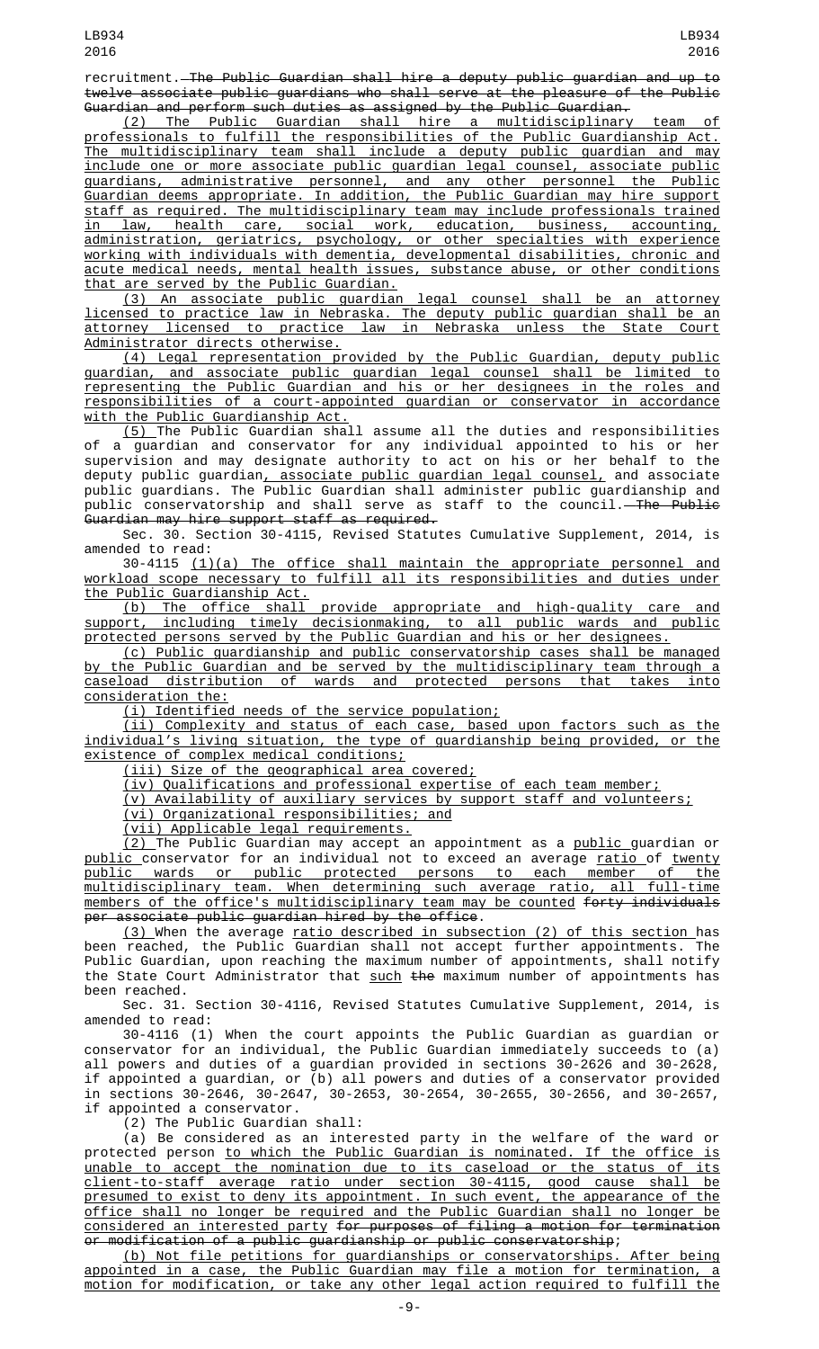recruitment. The Public Guardian shall hire a deputy public guardian and up to twelve associate public guardians who shall serve at the pleasure of the Public Guardian and perform such duties as assigned by the Public Guardian.

(2) The Public Guardian shall hire a multidisciplinary team of professionals to fulfill the responsibilities of the Public Guardianship Act. The multidisciplinary team shall include a deputy public guardian and may include one or more associate public guardian legal counsel, associate public guardians, administrative personnel, and any other personnel the Public Guardian deems appropriate. In addition, the Public Guardian may hire support staff as required. The multidisciplinary team may include professionals trained in law, health care, social work, education, business, accounting, administration, geriatrics, psychology, or other specialties with experience working with individuals with dementia, developmental disabilities, chronic and acute medical needs, mental health issues, substance abuse, or other conditions that are served by the Public Guardian.

(3) An associate public guardian legal counsel shall be an attorney licensed to practice law in Nebraska. The deputy public guardian shall be an attorney licensed to practice law in Nebraska unless the State Court Administrator directs otherwise.

(4) Legal representation provided by the Public Guardian, deputy public guardian, and associate public guardian legal counsel shall be limited to representing the Public Guardian and his or her designees in the roles and responsibilities of a court-appointed guardian or conservator in accordance with the Public Guardianship Act.

(5) The Public Guardian shall assume all the duties and responsibilities of a guardian and conservator for any individual appointed to his or her supervision and may designate authority to act on his or her behalf to the deputy public guardian, associate public guardian legal counsel, and associate public guardians. The Public Guardian shall administer public guardianship and public conservatorship and shall serve as staff to the council. The Public Guardian may hire support staff as required.

Sec. 30. Section 30-4115, Revised Statutes Cumulative Supplement, 2014, is amended to read:

30-4115 (1)(a) The office shall maintain the appropriate personnel and workload scope necessary to fulfill all its responsibilities and duties under the Public Guardianship Act.

(b) The office shall provide appropriate and high-quality care and support, including timely decisionmaking, to all public wards and public protected persons served by the Public Guardian and his or her designees.

(c) Public guardianship and public conservatorship cases shall be managed by the Public Guardian and be served by the multidisciplinary team through a caseload distribution of wards and protected persons that takes into consideration the:

(i) Identified needs of the service population;

(ii) Complexity and status of each case, based upon factors such as the individual's living situation, the type of guardianship being provided, or the existence of complex medical conditions;

(iii) Size of the geographical area covered;

(iv) Qualifications and professional expertise of each team member;

(v) Availability of auxiliary services by support staff and volunteers;

(vi) Organizational responsibilities; and

(vii) Applicable legal requirements.

(2) The Public Guardian may accept an appointment as a public guardian or public conservator for an individual not to exceed an average ratio of twenty public wards or public protected persons to each member of the multidisciplinary team. When determining such average ratio, all full-time members of the office's multidisciplinary team may be counted forty individuals per associate public guardian hired by the office.

(3) When the average ratio described in subsection (2) of this section has been reached, the Public Guardian shall not accept further appointments. The Public Guardian, upon reaching the maximum number of appointments, shall notify the State Court Administrator that such the maximum number of appointments has been reached.

Sec. 31. Section 30-4116, Revised Statutes Cumulative Supplement, 2014, is amended to read:

30-4116 (1) When the court appoints the Public Guardian as guardian or conservator for an individual, the Public Guardian immediately succeeds to (a) all powers and duties of a guardian provided in sections 30-2626 and 30-2628, if appointed a guardian, or (b) all powers and duties of a conservator provided in sections 30-2646, 30-2647, 30-2653, 30-2654, 30-2655, 30-2656, and 30-2657, if appointed a conservator.

(2) The Public Guardian shall:

(a) Be considered as an interested party in the welfare of the ward or protected person to which the Public Guardian is nominated. If the office is unable to accept the nomination due to its caseload or the status of its client-to-staff average ratio under section 30-4115, good cause shall be presumed to exist to deny its appointment. In such event, the appearance of the office shall no longer be required and the Public Guardian shall no longer be considered an interested party for purposes of filing a motion for termination or modification of a public guardianship or public conservatorship;

(b) Not file petitions for guardianships or conservatorships. After being appointed in a case, the Public Guardian may file a motion for termination, a motion for modification, or take any other legal action required to fulfill the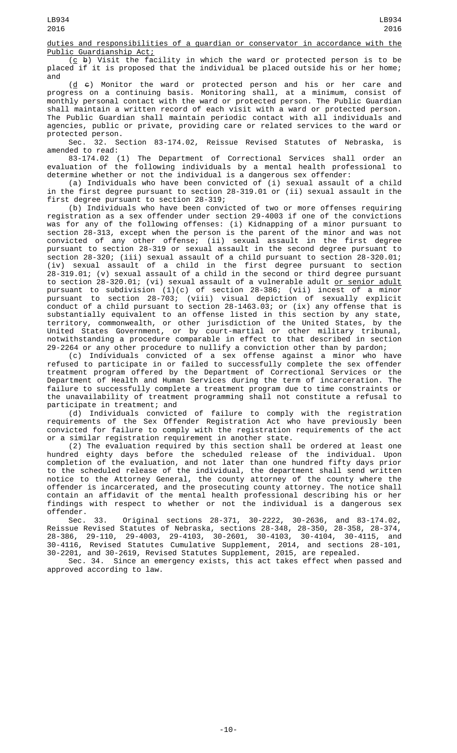duties and responsibilities of a guardian or conservator in accordance with the Public Guardianship Act;

(c ~~b~~) Visit the facility in which the ward or protected person is to be placed if it is proposed that the individual be placed outside his or her home; and

(d ~~c~~) Monitor the ward or protected person and his or her care and progress on a continuing basis. Monitoring shall, at a minimum, consist of monthly personal contact with the ward or protected person. The Public Guardian shall maintain a written record of each visit with a ward or protected person. The Public Guardian shall maintain periodic contact with all individuals and agencies, public or private, providing care or related services to the ward or protected person.

Sec. 32. Section 83-174.02, Reissue Revised Statutes of Nebraska, is amended to read:

83-174.02 (1) The Department of Correctional Services shall order an evaluation of the following individuals by a mental health professional to determine whether or not the individual is a dangerous sex offender:

(a) Individuals who have been convicted of (i) sexual assault of a child in the first degree pursuant to section 28-319.01 or (ii) sexual assault in the first degree pursuant to section 28-319;

(b) Individuals who have been convicted of two or more offenses requiring registration as a sex offender under section 29-4003 if one of the convictions was for any of the following offenses: (i) Kidnapping of a minor pursuant to section 28-313, except when the person is the parent of the minor and was not convicted of any other offense; (ii) sexual assault in the first degree pursuant to section 28-319 or sexual assault in the second degree pursuant to section 28-320; (iii) sexual assault of a child pursuant to section 28-320.01; (iv) sexual assault of a child in the first degree pursuant to section 28-319.01; (v) sexual assault of a child in the second or third degree pursuant to section 28-320.01; (vi) sexual assault of a vulnerable adult or senior adult pursuant to subdivision (1)(c) of section 28-386; (vii) incest of a minor pursuant to section 28-703; (viii) visual depiction of sexually explicit conduct of a child pursuant to section 28-1463.03; or (ix) any offense that is substantially equivalent to an offense listed in this section by any state, territory, commonwealth, or other jurisdiction of the United States, by the United States Government, or by court-martial or other military tribunal, notwithstanding a procedure comparable in effect to that described in section 29-2264 or any other procedure to nullify a conviction other than by pardon;

(c) Individuals convicted of a sex offense against a minor who have refused to participate in or failed to successfully complete the sex offender treatment program offered by the Department of Correctional Services or the Department of Health and Human Services during the term of incarceration. The failure to successfully complete a treatment program due to time constraints or the unavailability of treatment programming shall not constitute a refusal to participate in treatment; and

(d) Individuals convicted of failure to comply with the registration requirements of the Sex Offender Registration Act who have previously been convicted for failure to comply with the registration requirements of the act or a similar registration requirement in another state.

(2) The evaluation required by this section shall be ordered at least one hundred eighty days before the scheduled release of the individual. Upon completion of the evaluation, and not later than one hundred fifty days prior to the scheduled release of the individual, the department shall send written notice to the Attorney General, the county attorney of the county where the offender is incarcerated, and the prosecuting county attorney. The notice shall contain an affidavit of the mental health professional describing his or her findings with respect to whether or not the individual is a dangerous sex offender.

Sec. 33. Original sections 28-371, 30-2222, 30-2636, and 83-174.02, Reissue Revised Statutes of Nebraska, sections 28-348, 28-350, 28-358, 28-374, 28-386, 29-110, 29-4003, 29-4103, 30-2601, 30-4103, 30-4104, 30-4115, and 30-4116, Revised Statutes Cumulative Supplement, 2014, and sections 28-101, 30-2201, and 30-2619, Revised Statutes Supplement, 2015, are repealed.

Sec. 34. Since an emergency exists, this act takes effect when passed and approved according to law.